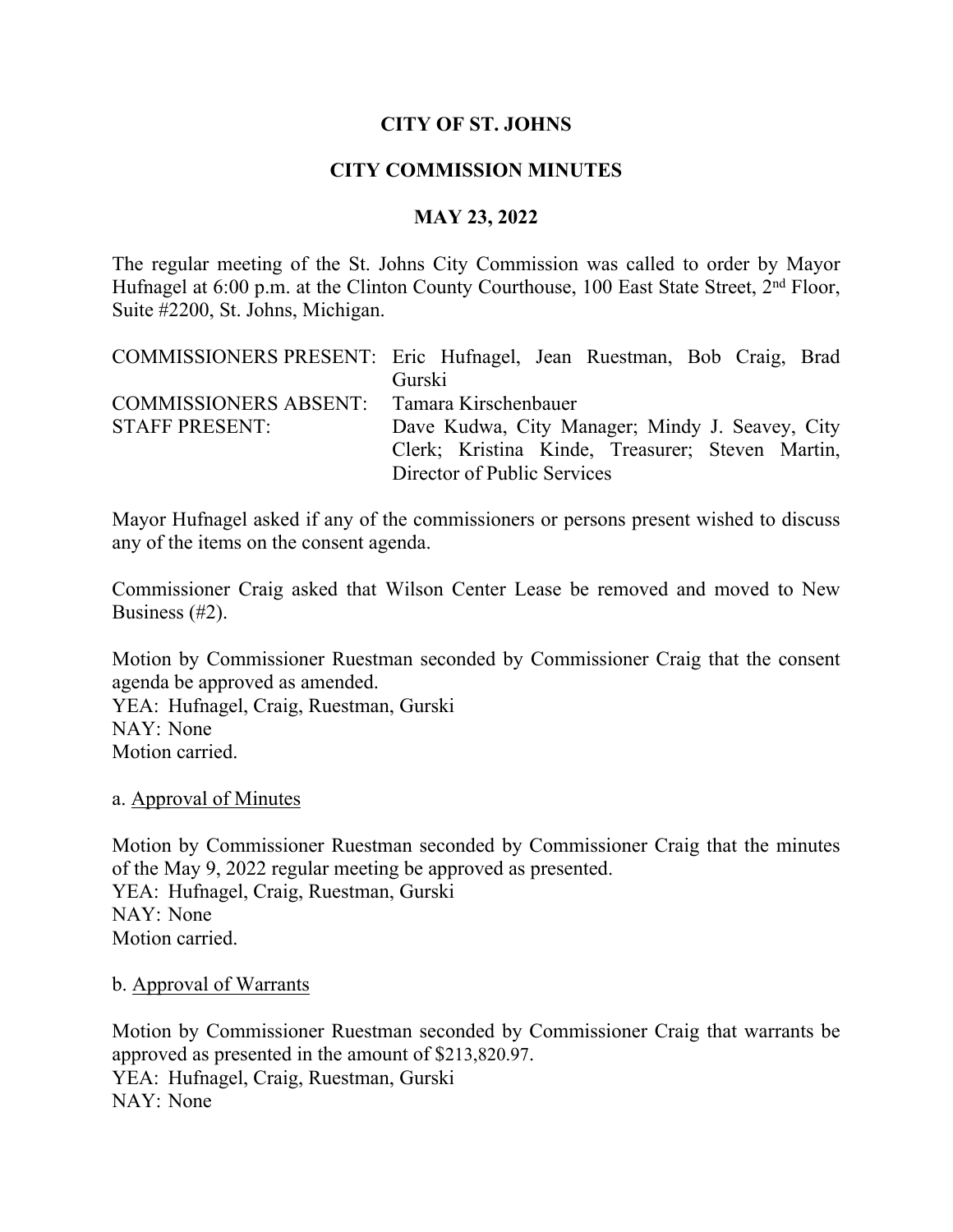**CITY OF ST. JOHNS**

**CITY COMMISSION MINUTES**

**MAY 23, 2022**

The regular meeting of the St. Johns City Commission was called to order by Mayor Hufnagel at 6:00 p.m. at the Clinton County Courthouse, 100 East State Street, 2nd Floor, Suite #2200, St. Johns, Michigan.

| | |
|---|---|
| COMMISSIONERS PRESENT: | Eric Hufnagel, Jean Ruestman, Bob Craig, Brad Gurski |
| COMMISSIONERS ABSENT: | Tamara Kirschenbauer |
| STAFF PRESENT: | Dave Kudwa, City Manager; Mindy J. Seavey, City Clerk; Kristina Kinde, Treasurer; Steven Martin, Director of Public Services |

Mayor Hufnagel asked if any of the commissioners or persons present wished to discuss any of the items on the consent agenda.

Commissioner Craig asked that Wilson Center Lease be removed and moved to New Business (#2).

Motion by Commissioner Ruestman seconded by Commissioner Craig that the consent agenda be approved as amended.
YEA: Hufnagel, Craig, Ruestman, Gurski
NAY: None
Motion carried.

a. Approval of Minutes

Motion by Commissioner Ruestman seconded by Commissioner Craig that the minutes of the May 9, 2022 regular meeting be approved as presented.
YEA: Hufnagel, Craig, Ruestman, Gurski
NAY: None
Motion carried.

b. Approval of Warrants

Motion by Commissioner Ruestman seconded by Commissioner Craig that warrants be approved as presented in the amount of $213,820.97.
YEA: Hufnagel, Craig, Ruestman, Gurski
NAY: None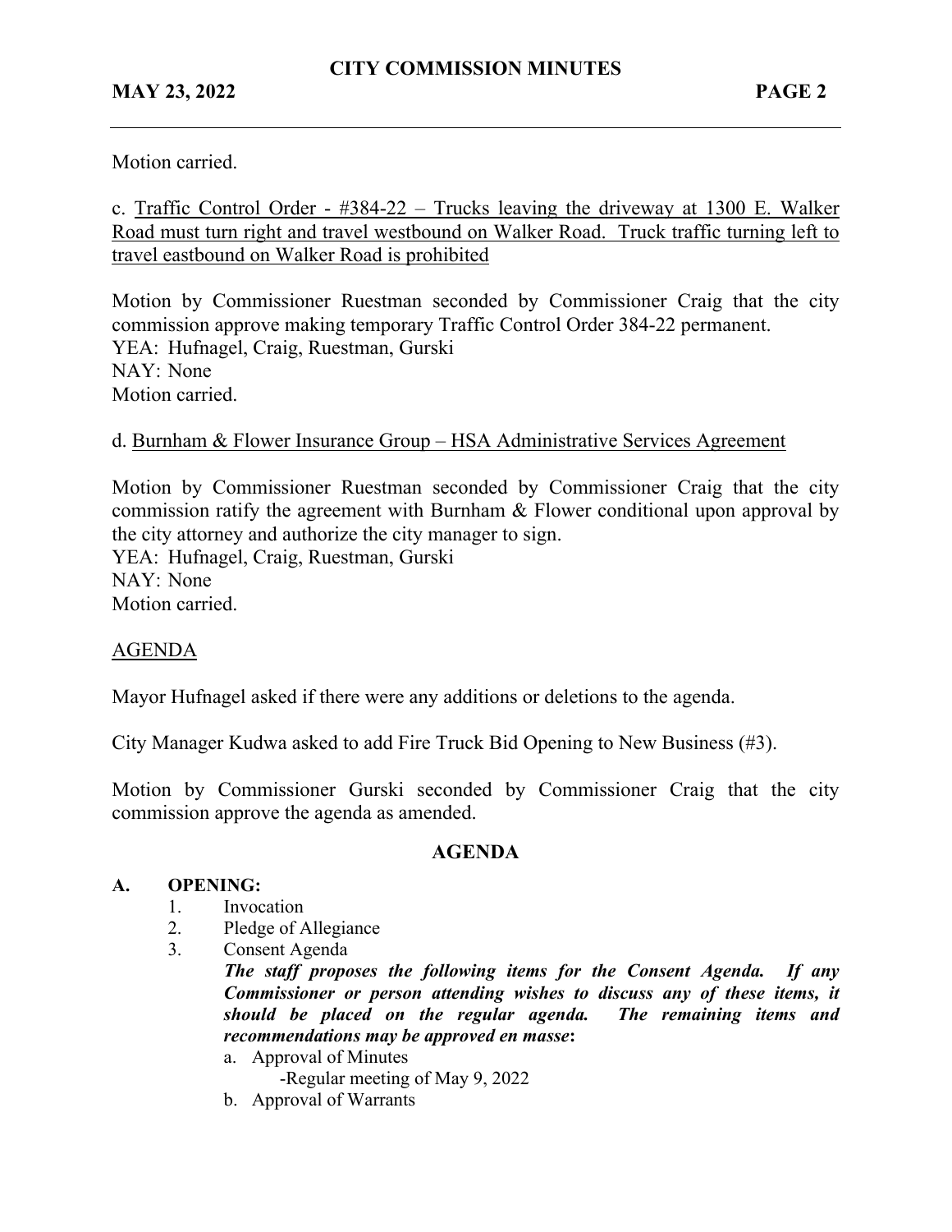Motion carried.

c. Traffic Control Order - #384-22 – Trucks leaving the driveway at 1300 E. Walker Road must turn right and travel westbound on Walker Road. Truck traffic turning left to travel eastbound on Walker Road is prohibited

Motion by Commissioner Ruestman seconded by Commissioner Craig that the city commission approve making temporary Traffic Control Order 384-22 permanent.
YEA: Hufnagel, Craig, Ruestman, Gurski
NAY: None
Motion carried.

d. Burnham & Flower Insurance Group – HSA Administrative Services Agreement

Motion by Commissioner Ruestman seconded by Commissioner Craig that the city commission ratify the agreement with Burnham & Flower conditional upon approval by the city attorney and authorize the city manager to sign.
YEA: Hufnagel, Craig, Ruestman, Gurski
NAY: None
Motion carried.

AGENDA

Mayor Hufnagel asked if there were any additions or deletions to the agenda.

City Manager Kudwa asked to add Fire Truck Bid Opening to New Business (#3).

Motion by Commissioner Gurski seconded by Commissioner Craig that the city commission approve the agenda as amended.

## AGENDA

**A. OPENING:**

1. Invocation
2. Pledge of Allegiance
3. Consent Agenda
   ***The staff proposes the following items for the Consent Agenda. If any Commissioner or person attending wishes to discuss any of these items, it should be placed on the regular agenda. The remaining items and recommendations may be approved en masse*:**
   a. Approval of Minutes
      -Regular meeting of May 9, 2022
   b. Approval of Warrants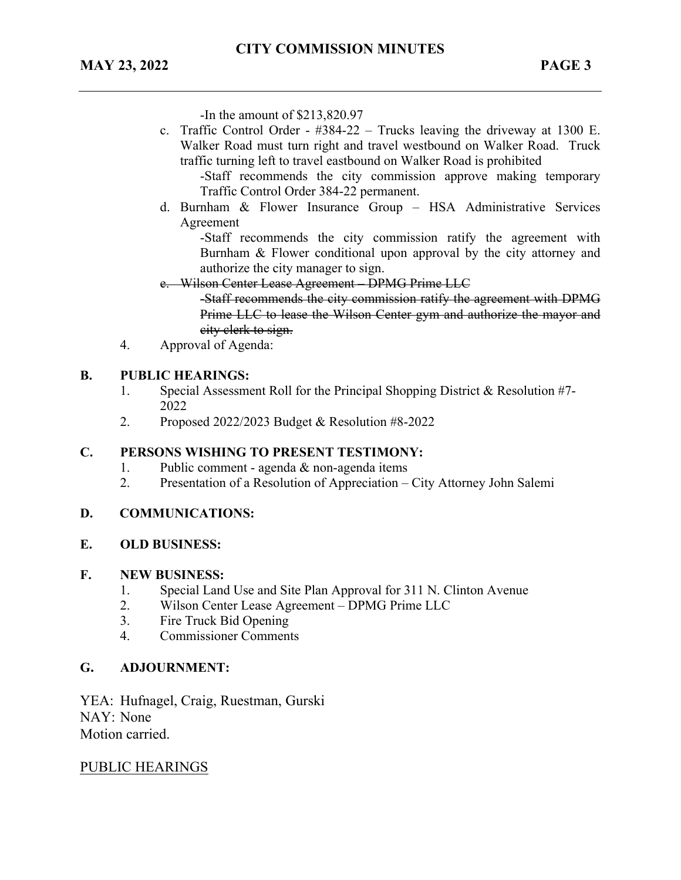-In the amount of $213,820.97

c. Traffic Control Order - #384-22 – Trucks leaving the driveway at 1300 E. Walker Road must turn right and travel westbound on Walker Road. Truck traffic turning left to travel eastbound on Walker Road is prohibited

   -Staff recommends the city commission approve making temporary Traffic Control Order 384-22 permanent.

d. Burnham & Flower Insurance Group – HSA Administrative Services Agreement

   -Staff recommends the city commission ratify the agreement with Burnham & Flower conditional upon approval by the city attorney and authorize the city manager to sign.

e. ~~Wilson Center Lease Agreement – DPMG Prime LLC~~

   ~~-Staff recommends the city commission ratify the agreement with DPMG Prime LLC to lease the Wilson Center gym and authorize the mayor and city clerk to sign.~~

4. Approval of Agenda:

**B. PUBLIC HEARINGS:**

1. Special Assessment Roll for the Principal Shopping District & Resolution #7-2022
2. Proposed 2022/2023 Budget & Resolution #8-2022

**C. PERSONS WISHING TO PRESENT TESTIMONY:**

1. Public comment - agenda & non-agenda items
2. Presentation of a Resolution of Appreciation – City Attorney John Salemi

**D. COMMUNICATIONS:**

**E. OLD BUSINESS:**

**F. NEW BUSINESS:**

1. Special Land Use and Site Plan Approval for 311 N. Clinton Avenue
2. Wilson Center Lease Agreement – DPMG Prime LLC
3. Fire Truck Bid Opening
4. Commissioner Comments

**G. ADJOURNMENT:**

YEA: Hufnagel, Craig, Ruestman, Gurski
NAY: None
Motion carried.

PUBLIC HEARINGS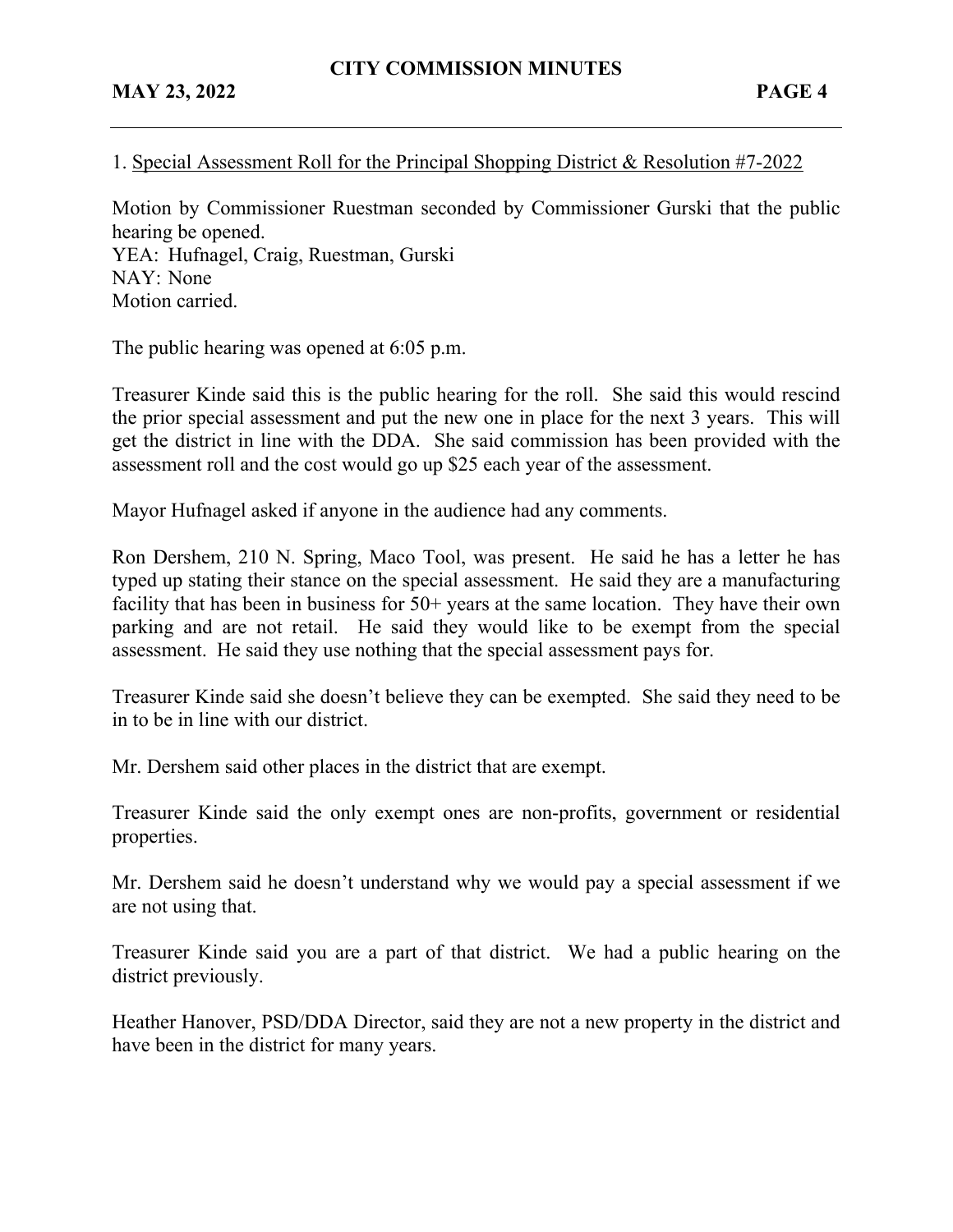1. Special Assessment Roll for the Principal Shopping District & Resolution #7-2022

Motion by Commissioner Ruestman seconded by Commissioner Gurski that the public hearing be opened.
YEA: Hufnagel, Craig, Ruestman, Gurski
NAY: None
Motion carried.

The public hearing was opened at 6:05 p.m.

Treasurer Kinde said this is the public hearing for the roll. She said this would rescind the prior special assessment and put the new one in place for the next 3 years. This will get the district in line with the DDA. She said commission has been provided with the assessment roll and the cost would go up $25 each year of the assessment.

Mayor Hufnagel asked if anyone in the audience had any comments.

Ron Dershem, 210 N. Spring, Maco Tool, was present. He said he has a letter he has typed up stating their stance on the special assessment. He said they are a manufacturing facility that has been in business for 50+ years at the same location. They have their own parking and are not retail. He said they would like to be exempt from the special assessment. He said they use nothing that the special assessment pays for.

Treasurer Kinde said she doesn't believe they can be exempted. She said they need to be in to be in line with our district.

Mr. Dershem said other places in the district that are exempt.

Treasurer Kinde said the only exempt ones are non-profits, government or residential properties.

Mr. Dershem said he doesn't understand why we would pay a special assessment if we are not using that.

Treasurer Kinde said you are a part of that district. We had a public hearing on the district previously.

Heather Hanover, PSD/DDA Director, said they are not a new property in the district and have been in the district for many years.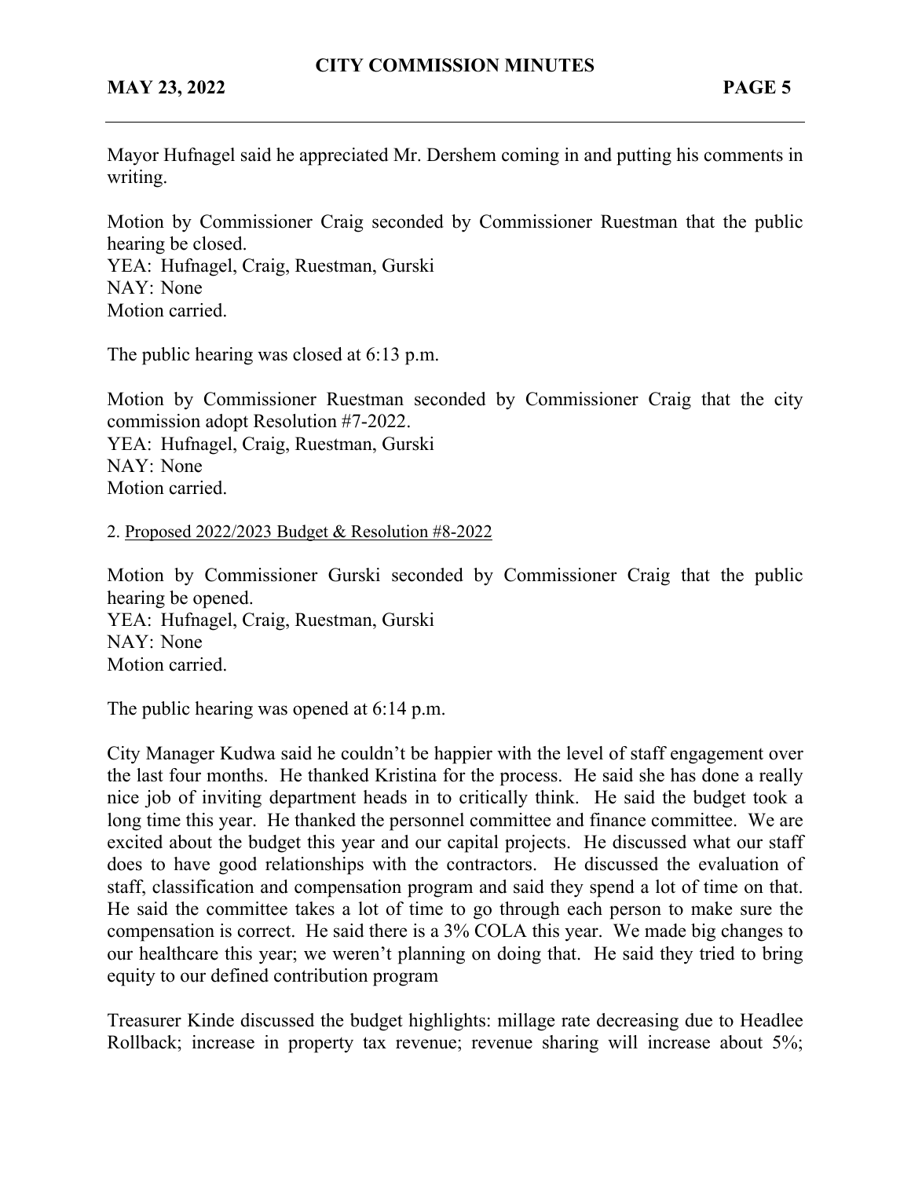Mayor Hufnagel said he appreciated Mr. Dershem coming in and putting his comments in writing.

Motion by Commissioner Craig seconded by Commissioner Ruestman that the public hearing be closed.
YEA: Hufnagel, Craig, Ruestman, Gurski
NAY: None
Motion carried.

The public hearing was closed at 6:13 p.m.

Motion by Commissioner Ruestman seconded by Commissioner Craig that the city commission adopt Resolution #7-2022.
YEA: Hufnagel, Craig, Ruestman, Gurski
NAY: None
Motion carried.

2. Proposed 2022/2023 Budget & Resolution #8-2022

Motion by Commissioner Gurski seconded by Commissioner Craig that the public hearing be opened.
YEA: Hufnagel, Craig, Ruestman, Gurski
NAY: None
Motion carried.

The public hearing was opened at 6:14 p.m.

City Manager Kudwa said he couldn't be happier with the level of staff engagement over the last four months. He thanked Kristina for the process. He said she has done a really nice job of inviting department heads in to critically think. He said the budget took a long time this year. He thanked the personnel committee and finance committee. We are excited about the budget this year and our capital projects. He discussed what our staff does to have good relationships with the contractors. He discussed the evaluation of staff, classification and compensation program and said they spend a lot of time on that. He said the committee takes a lot of time to go through each person to make sure the compensation is correct. He said there is a 3% COLA this year. We made big changes to our healthcare this year; we weren't planning on doing that. He said they tried to bring equity to our defined contribution program

Treasurer Kinde discussed the budget highlights: millage rate decreasing due to Headlee Rollback; increase in property tax revenue; revenue sharing will increase about 5%;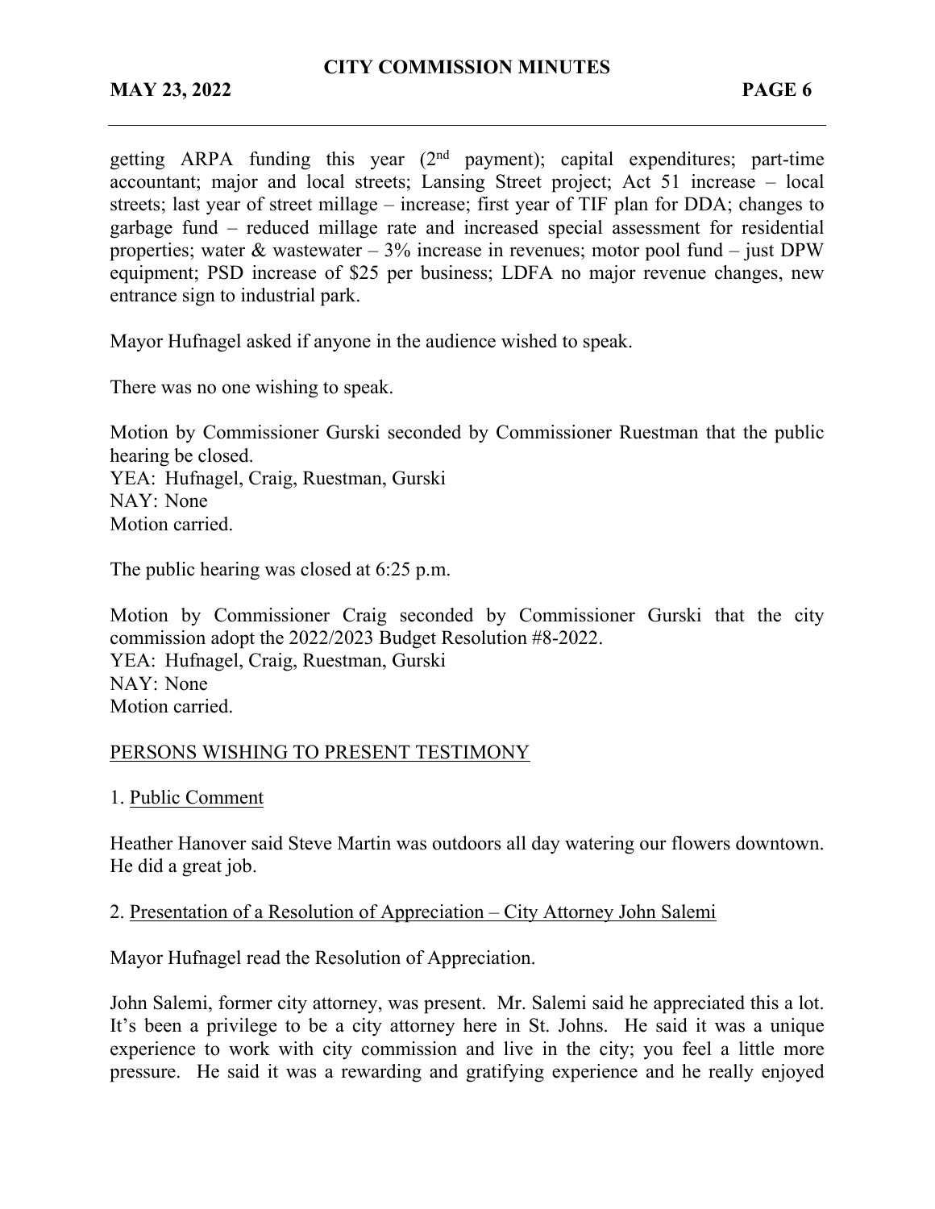getting ARPA funding this year (2nd payment); capital expenditures; part-time accountant; major and local streets; Lansing Street project; Act 51 increase – local streets; last year of street millage – increase; first year of TIF plan for DDA; changes to garbage fund – reduced millage rate and increased special assessment for residential properties; water & wastewater – 3% increase in revenues; motor pool fund – just DPW equipment; PSD increase of $25 per business; LDFA no major revenue changes, new entrance sign to industrial park.

Mayor Hufnagel asked if anyone in the audience wished to speak.

There was no one wishing to speak.

Motion by Commissioner Gurski seconded by Commissioner Ruestman that the public hearing be closed.
YEA: Hufnagel, Craig, Ruestman, Gurski
NAY: None
Motion carried.

The public hearing was closed at 6:25 p.m.

Motion by Commissioner Craig seconded by Commissioner Gurski that the city commission adopt the 2022/2023 Budget Resolution #8-2022.
YEA: Hufnagel, Craig, Ruestman, Gurski
NAY: None
Motion carried.

<u>PERSONS WISHING TO PRESENT TESTIMONY</u>

1. <u>Public Comment</u>

Heather Hanover said Steve Martin was outdoors all day watering our flowers downtown. He did a great job.

2. <u>Presentation of a Resolution of Appreciation – City Attorney John Salemi</u>

Mayor Hufnagel read the Resolution of Appreciation.

John Salemi, former city attorney, was present. Mr. Salemi said he appreciated this a lot. It's been a privilege to be a city attorney here in St. Johns. He said it was a unique experience to work with city commission and live in the city; you feel a little more pressure. He said it was a rewarding and gratifying experience and he really enjoyed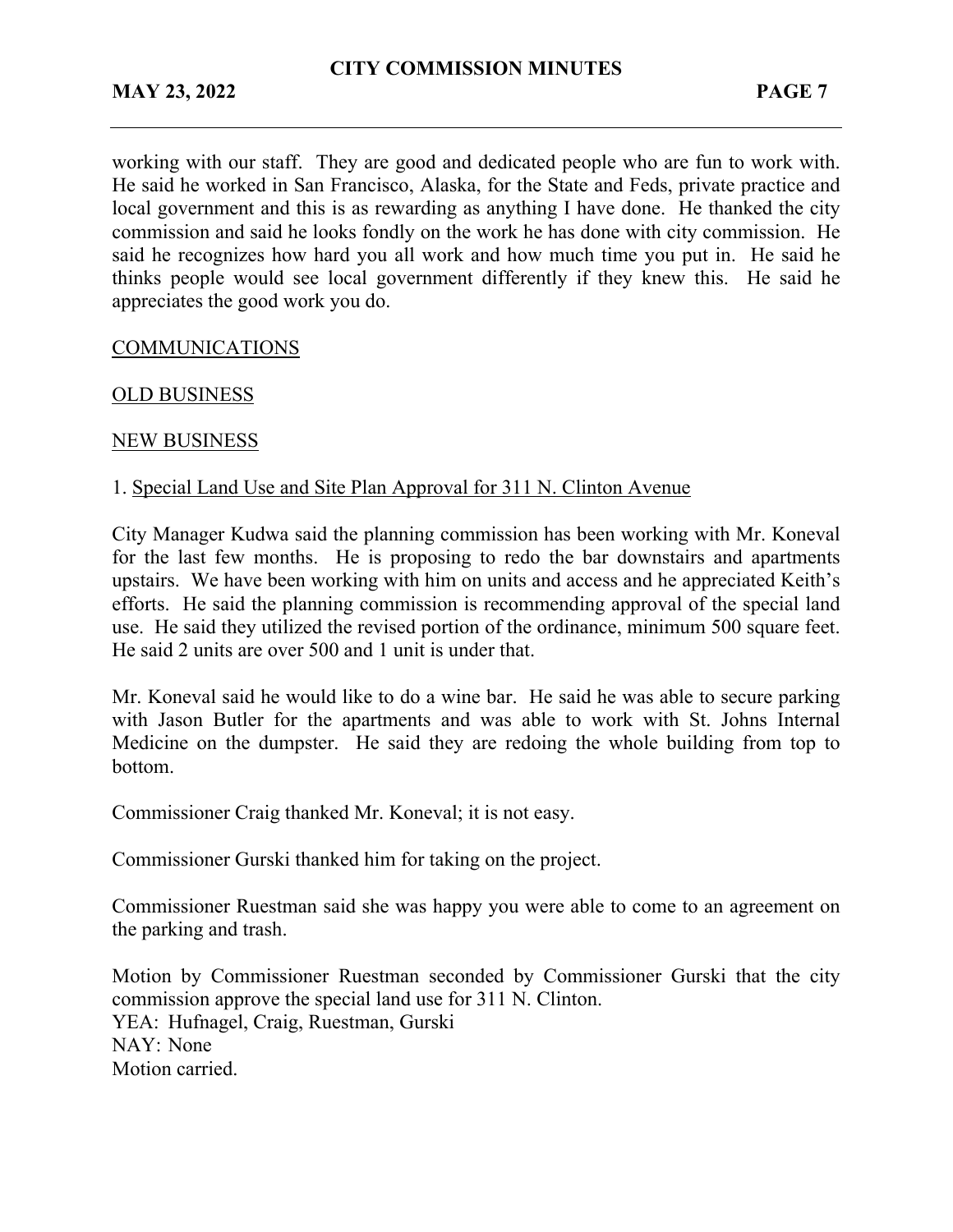working with our staff. They are good and dedicated people who are fun to work with. He said he worked in San Francisco, Alaska, for the State and Feds, private practice and local government and this is as rewarding as anything I have done. He thanked the city commission and said he looks fondly on the work he has done with city commission. He said he recognizes how hard you all work and how much time you put in. He said he thinks people would see local government differently if they knew this. He said he appreciates the good work you do.

COMMUNICATIONS

OLD BUSINESS

NEW BUSINESS

1. Special Land Use and Site Plan Approval for 311 N. Clinton Avenue

City Manager Kudwa said the planning commission has been working with Mr. Koneval for the last few months. He is proposing to redo the bar downstairs and apartments upstairs. We have been working with him on units and access and he appreciated Keith's efforts. He said the planning commission is recommending approval of the special land use. He said they utilized the revised portion of the ordinance, minimum 500 square feet. He said 2 units are over 500 and 1 unit is under that.

Mr. Koneval said he would like to do a wine bar. He said he was able to secure parking with Jason Butler for the apartments and was able to work with St. Johns Internal Medicine on the dumpster. He said they are redoing the whole building from top to bottom.

Commissioner Craig thanked Mr. Koneval; it is not easy.

Commissioner Gurski thanked him for taking on the project.

Commissioner Ruestman said she was happy you were able to come to an agreement on the parking and trash.

Motion by Commissioner Ruestman seconded by Commissioner Gurski that the city commission approve the special land use for 311 N. Clinton.
YEA: Hufnagel, Craig, Ruestman, Gurski
NAY: None
Motion carried.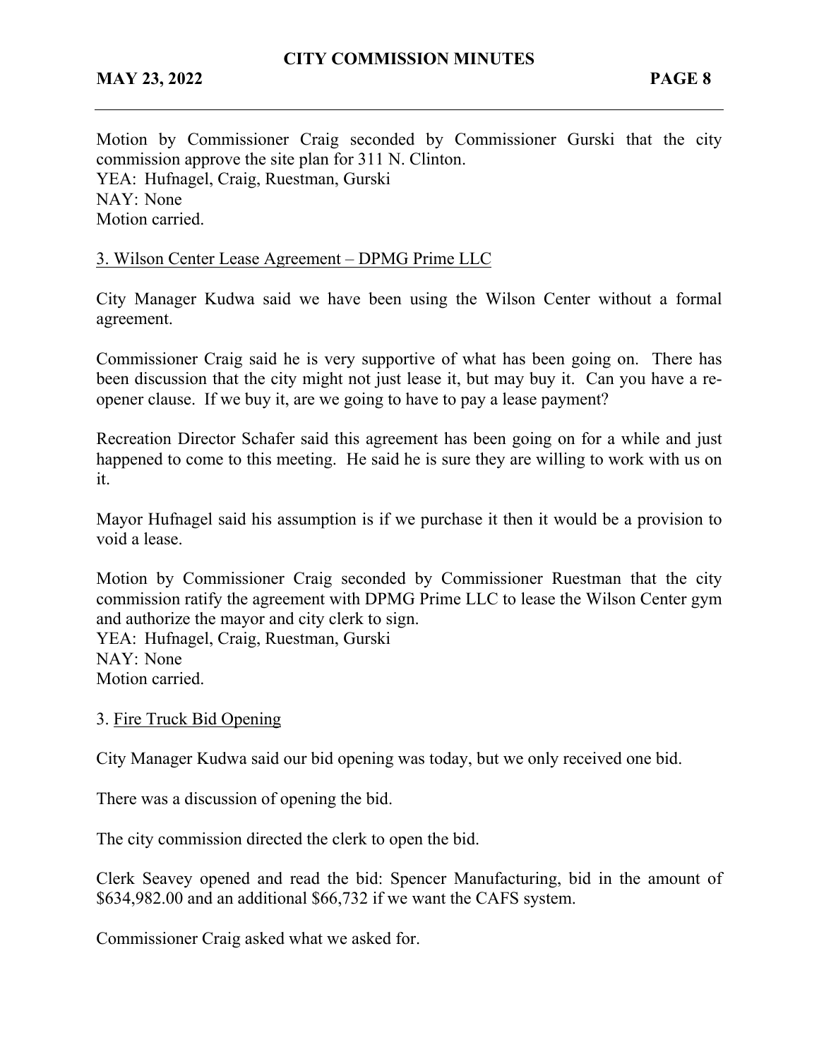Motion by Commissioner Craig seconded by Commissioner Gurski that the city commission approve the site plan for 311 N. Clinton.
YEA: Hufnagel, Craig, Ruestman, Gurski
NAY: None
Motion carried.

3. Wilson Center Lease Agreement – DPMG Prime LLC

City Manager Kudwa said we have been using the Wilson Center without a formal agreement.

Commissioner Craig said he is very supportive of what has been going on. There has been discussion that the city might not just lease it, but may buy it. Can you have a re-opener clause. If we buy it, are we going to have to pay a lease payment?

Recreation Director Schafer said this agreement has been going on for a while and just happened to come to this meeting. He said he is sure they are willing to work with us on it.

Mayor Hufnagel said his assumption is if we purchase it then it would be a provision to void a lease.

Motion by Commissioner Craig seconded by Commissioner Ruestman that the city commission ratify the agreement with DPMG Prime LLC to lease the Wilson Center gym and authorize the mayor and city clerk to sign.
YEA: Hufnagel, Craig, Ruestman, Gurski
NAY: None
Motion carried.

3. Fire Truck Bid Opening

City Manager Kudwa said our bid opening was today, but we only received one bid.

There was a discussion of opening the bid.

The city commission directed the clerk to open the bid.

Clerk Seavey opened and read the bid: Spencer Manufacturing, bid in the amount of $634,982.00 and an additional $66,732 if we want the CAFS system.

Commissioner Craig asked what we asked for.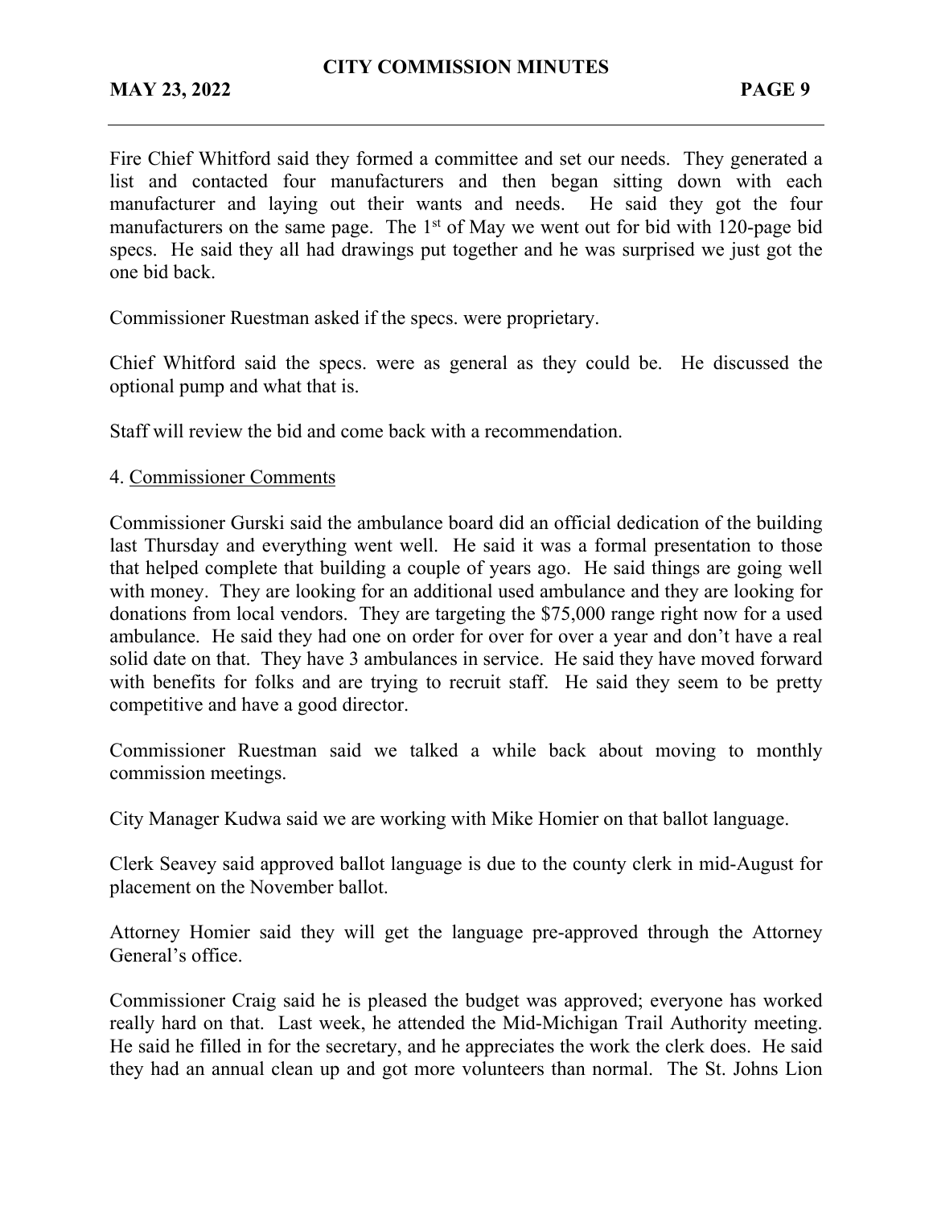Fire Chief Whitford said they formed a committee and set our needs. They generated a list and contacted four manufacturers and then began sitting down with each manufacturer and laying out their wants and needs. He said they got the four manufacturers on the same page. The 1st of May we went out for bid with 120-page bid specs. He said they all had drawings put together and he was surprised we just got the one bid back.

Commissioner Ruestman asked if the specs. were proprietary.

Chief Whitford said the specs. were as general as they could be. He discussed the optional pump and what that is.

Staff will review the bid and come back with a recommendation.

4. Commissioner Comments

Commissioner Gurski said the ambulance board did an official dedication of the building last Thursday and everything went well. He said it was a formal presentation to those that helped complete that building a couple of years ago. He said things are going well with money. They are looking for an additional used ambulance and they are looking for donations from local vendors. They are targeting the $75,000 range right now for a used ambulance. He said they had one on order for over for over a year and don't have a real solid date on that. They have 3 ambulances in service. He said they have moved forward with benefits for folks and are trying to recruit staff. He said they seem to be pretty competitive and have a good director.

Commissioner Ruestman said we talked a while back about moving to monthly commission meetings.

City Manager Kudwa said we are working with Mike Homier on that ballot language.

Clerk Seavey said approved ballot language is due to the county clerk in mid-August for placement on the November ballot.

Attorney Homier said they will get the language pre-approved through the Attorney General's office.

Commissioner Craig said he is pleased the budget was approved; everyone has worked really hard on that. Last week, he attended the Mid-Michigan Trail Authority meeting. He said he filled in for the secretary, and he appreciates the work the clerk does. He said they had an annual clean up and got more volunteers than normal. The St. Johns Lion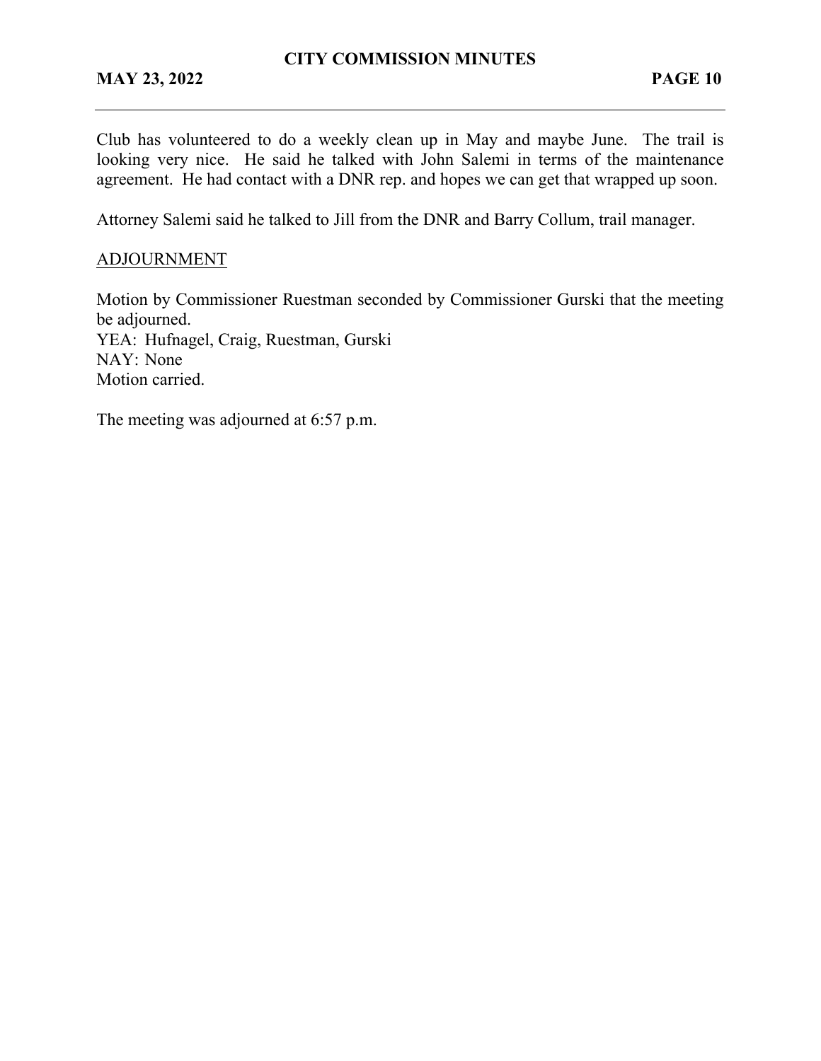Club has volunteered to do a weekly clean up in May and maybe June. The trail is looking very nice. He said he talked with John Salemi in terms of the maintenance agreement. He had contact with a DNR rep. and hopes we can get that wrapped up soon.

Attorney Salemi said he talked to Jill from the DNR and Barry Collum, trail manager.

## ADJOURNMENT

Motion by Commissioner Ruestman seconded by Commissioner Gurski that the meeting be adjourned.
YEA: Hufnagel, Craig, Ruestman, Gurski
NAY: None
Motion carried.

The meeting was adjourned at 6:57 p.m.